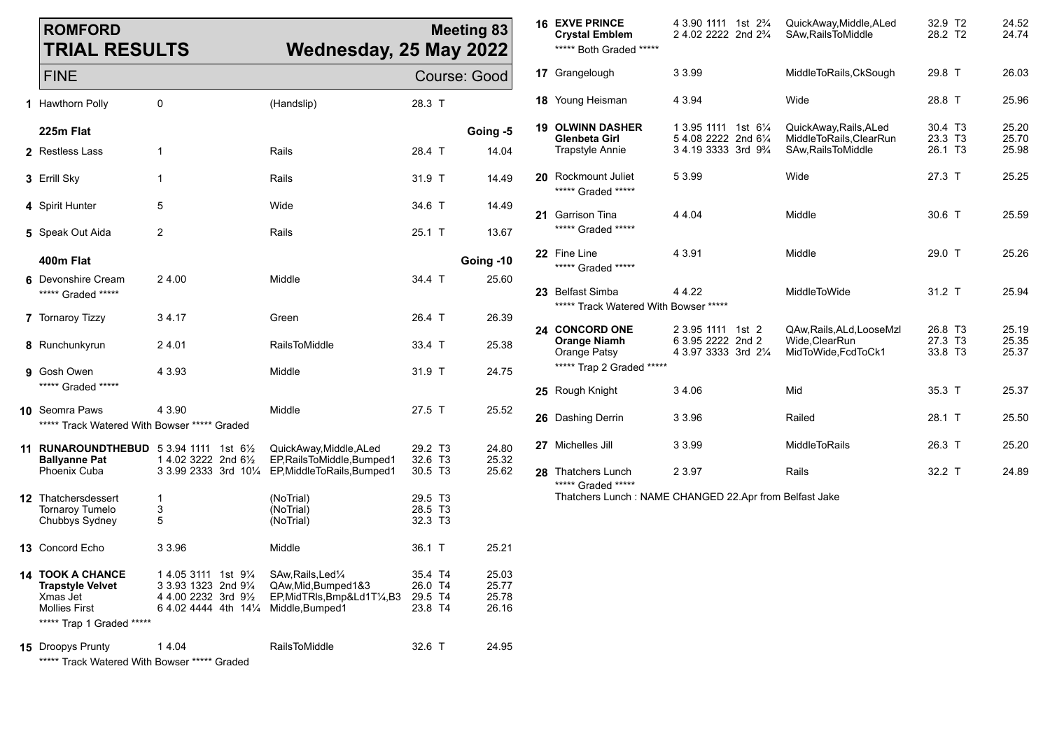# ROMFORD TRIAL RESULTS

## Meeting 83 — Wednesday, 25 May 2022

FINE — Course: Good

| No. | Name | Trap / Sectional / Positions | Comment | Weight | Time |
|---|---|---|---|---|---|
| 1 | Hawthorn Polly | 0 | (Handslip) | 28.3 T | |

**225m Flat** — Going -5

| No. | Name | Trap / Sectional / Positions | Comment | Weight | Time |
|---|---|---|---|---|---|
| 2 | Restless Lass | 1 | Rails | 28.4 T | 14.04 |
| 3 | Errill Sky | 1 | Rails | 31.9 T | 14.49 |
| 4 | Spirit Hunter | 5 | Wide | 34.6 T | 14.49 |
| 5 | Speak Out Aida | 2 | Rails | 25.1 T | 13.67 |

**400m Flat** — Going -10

| No. | Name | Trap / Sectional / Positions | Comment | Weight | Time |
|---|---|---|---|---|---|
| 6 | Devonshire Cream<br>***** Graded ***** | 2 4.00 | Middle | 34.4 T | 25.60 |
| 7 | Tornaroy Tizzy | 3 4.17 | Green | 26.4 T | 26.39 |
| 8 | Runchunkyrun | 2 4.01 | RailsToMiddle | 33.4 T | 25.38 |
| 9 | Gosh Owen<br>***** Graded ***** | 4 3.93 | Middle | 31.9 T | 24.75 |
| 10 | Seomra Paws<br>***** Track Watered With Bowser ***** Graded | 4 3.90 | Middle | 27.5 T | 25.52 |
| 11 | **RUNAROUNDTHEBUD**<br>**Ballyanne Pat**<br>Phoenix Cuba | 5 3.94 1111 1st 6½<br>1 4.02 3222 2nd 6½<br>3 3.99 2333 3rd 10¼ | QuickAway,Middle,ALed<br>EP,RailsToMiddle,Bumped1<br>EP,MiddleToRails,Bumped1 | 29.2 T3<br>32.6 T3<br>30.5 T3 | 24.80<br>25.32<br>25.62 |
| 12 | Thatchersdessert<br>Tornaroy Tumelo<br>Chubbys Sydney | 1<br>3<br>5 | (NoTrial)<br>(NoTrial)<br>(NoTrial) | 29.5 T3<br>28.5 T3<br>32.3 T3 | |
| 13 | Concord Echo | 3 3.96 | Middle | 36.1 T | 25.21 |
| 14 | **TOOK A CHANCE**<br>**Trapstyle Velvet**<br>Xmas Jet<br>Mollies First<br>***** Trap 1 Graded ***** | 1 4.05 3111 1st 9¼<br>3 3.93 1323 2nd 9¼<br>4 4.00 2232 3rd 9½<br>6 4.02 4444 4th 14¼ | SAw,Rails,Led¼<br>QAw,Mid,Bumped1&3<br>EP,MidTRls,Bmp&Ld1T¼,B3<br>Middle,Bumped1 | 35.4 T4<br>26.0 T4<br>29.5 T4<br>23.8 T4 | 25.03<br>25.77<br>25.78<br>26.16 |
| 15 | Droopys Prunty<br>***** Track Watered With Bowser ***** Graded | 1 4.04 | RailsToMiddle | 32.6 T | 24.95 |
| 16 | **EXVE PRINCE**<br>**Crystal Emblem**<br>***** Both Graded ***** | 4 3.90 1111 1st 2¾<br>2 4.02 2222 2nd 2¾ | QuickAway,Middle,ALed<br>SAw,RailsToMiddle | 32.9 T2<br>28.2 T2 | 24.52<br>24.74 |
| 17 | Grangelough | 3 3.99 | MiddleToRails,CkSough | 29.8 T | 26.03 |
| 18 | Young Heisman | 4 3.94 | Wide | 28.8 T | 25.96 |
| 19 | **OLWINN DASHER**<br>**Glenbeta Girl**<br>Trapstyle Annie | 1 3.95 1111 1st 6¼<br>5 4.08 2222 2nd 6¼<br>3 4.19 3333 3rd 9¾ | QuickAway,Rails,ALed<br>MiddleToRails,ClearRun<br>SAw,RailsToMiddle | 30.4 T3<br>23.3 T3<br>26.1 T3 | 25.20<br>25.70<br>25.98 |
| 20 | Rockmount Juliet<br>***** Graded ***** | 5 3.99 | Wide | 27.3 T | 25.25 |
| 21 | Garrison Tina<br>***** Graded ***** | 4 4.04 | Middle | 30.6 T | 25.59 |
| 22 | Fine Line<br>***** Graded ***** | 4 3.91 | Middle | 29.0 T | 25.26 |
| 23 | Belfast Simba<br>***** Track Watered With Bowser ***** | 4 4.22 | MiddleToWide | 31.2 T | 25.94 |
| 24 | **CONCORD ONE**<br>**Orange Niamh**<br>Orange Patsy<br>***** Trap 2 Graded ***** | 2 3.95 1111 1st 2<br>6 3.95 2222 2nd 2<br>4 3.97 3333 3rd 2¼ | QAw,Rails,ALd,LooseMzl<br>Wide,ClearRun<br>MidToWide,FcdToCk1 | 26.8 T3<br>27.3 T3<br>33.8 T3 | 25.19<br>25.35<br>25.37 |
| 25 | Rough Knight | 3 4.06 | Mid | 35.3 T | 25.37 |
| 26 | Dashing Derrin | 3 3.96 | Railed | 28.1 T | 25.50 |
| 27 | Michelles Jill | 3 3.99 | MiddleToRails | 26.3 T | 25.20 |
| 28 | Thatchers Lunch<br>***** Graded *****<br>Thatchers Lunch : NAME CHANGED 22.Apr from Belfast Jake | 2 3.97 | Rails | 32.2 T | 24.89 |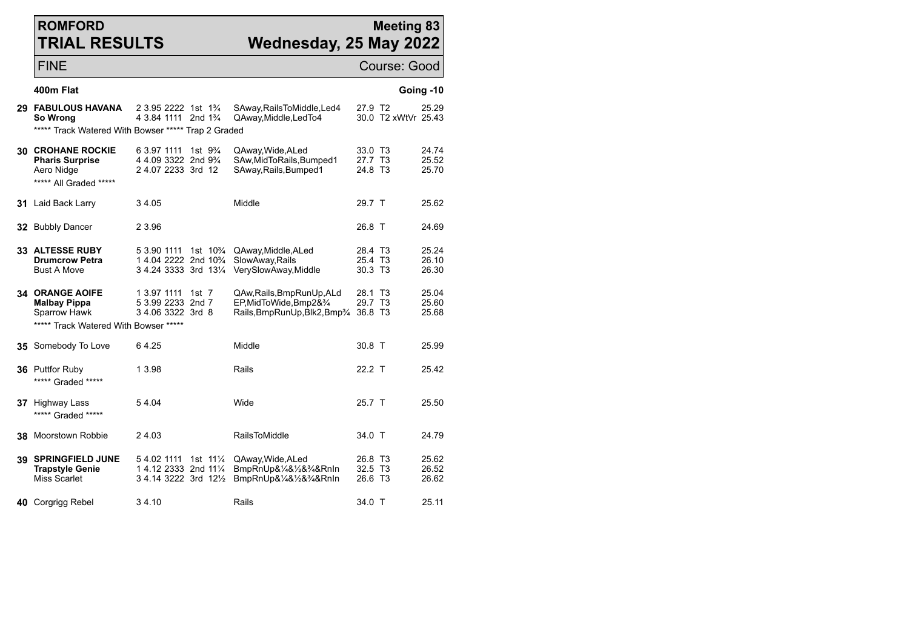# ROMFORD TRIAL RESULTS

## Meeting 83 Wednesday, 25 May 2022

FINE | Course: Good

### 400m Flat | Going -10

| | | | | | | |
|---|---|---|---|---|---|---|
| **29** | **FABULOUS HAVANA** | 2 3.95 2222 1st 1¾ | SAway,RailsToMiddle,Led4 | 27.9 | T2 | 25.29 |
| | **So Wrong** | 4 3.84 1111 2nd 1¾ | QAway,Middle,LedTo4 | 30.0 | T2 xWtVr | 25.43 |
| | ***** Track Watered With Bowser ***** Trap 2 Graded | | | | | |
| **30** | **CROHANE ROCKIE** | 6 3.97 1111 1st 9¾ | QAway,Wide,ALed | 33.0 | T3 | 24.74 |
| | **Pharis Surprise** | 4 4.09 3322 2nd 9¾ | SAw,MidToRails,Bumped1 | 27.7 | T3 | 25.52 |
| | Aero Nidge | 2 4.07 2233 3rd 12 | SAway,Rails,Bumped1 | 24.8 | T3 | 25.70 |
| | ***** All Graded ***** | | | | | |
| **31** | Laid Back Larry | 3 4.05 | Middle | 29.7 | T | 25.62 |
| **32** | Bubbly Dancer | 2 3.96 | | 26.8 | T | 24.69 |
| **33** | **ALTESSE RUBY** | 5 3.90 1111 1st 10¾ | QAway,Middle,ALed | 28.4 | T3 | 25.24 |
| | **Drumcrow Petra** | 1 4.04 2222 2nd 10¾ | SlowAway,Rails | 25.4 | T3 | 26.10 |
| | Bust A Move | 3 4.24 3333 3rd 13¼ | VerySlowAway,Middle | 30.3 | T3 | 26.30 |
| **34** | **ORANGE AOIFE** | 1 3.97 1111 1st 7 | QAw,Rails,BmpRunUp,ALd | 28.1 | T3 | 25.04 |
| | **Malbay Pippa** | 5 3.99 2233 2nd 7 | EP,MidToWide,Bmp2&¾ | 29.7 | T3 | 25.60 |
| | Sparrow Hawk | 3 4.06 3322 3rd 8 | Rails,BmpRunUp,Blk2,Bmp¾ | 36.8 | T3 | 25.68 |
| | ***** Track Watered With Bowser ***** | | | | | |
| **35** | Somebody To Love | 6 4.25 | Middle | 30.8 | T | 25.99 |
| **36** | Puttfor Ruby | 1 3.98 | Rails | 22.2 | T | 25.42 |
| | ***** Graded ***** | | | | | |
| **37** | Highway Lass | 5 4.04 | Wide | 25.7 | T | 25.50 |
| | ***** Graded ***** | | | | | |
| **38** | Moorstown Robbie | 2 4.03 | RailsToMiddle | 34.0 | T | 24.79 |
| **39** | **SPRINGFIELD JUNE** | 5 4.02 1111 1st 11¼ | QAway,Wide,ALed | 26.8 | T3 | 25.62 |
| | **Trapstyle Genie** | 1 4.12 2333 2nd 11¼ | BmpRnUp&¼&½&¾&RnIn | 32.5 | T3 | 26.52 |
| | Miss Scarlet | 3 4.14 3222 3rd 12½ | BmpRnUp&¼&½&¾&RnIn | 26.6 | T3 | 26.62 |
| **40** | Corgrigg Rebel | 3 4.10 | Rails | 34.0 | T | 25.11 |